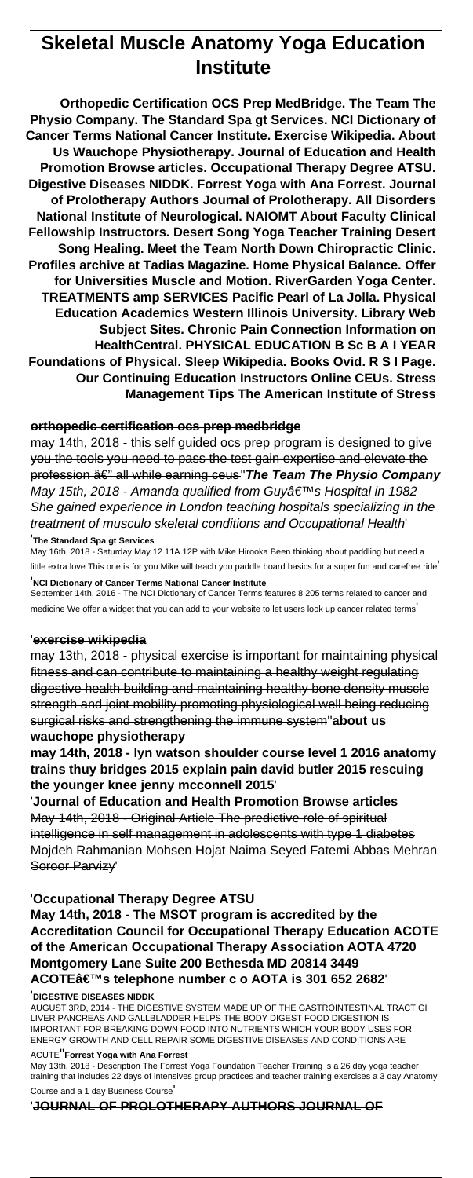# Skeletal Muscle Anatomy Yoga Education Institute

**Orthopedic Certification OCS Prep MedBridge. The Team The Physio Company. The Standard Spa gt Services. NCI Dictionary of Cancer Terms National Cancer Institute. Exercise Wikipedia. About Us Wauchope Physiotherapy. Journal of Education and Health Promotion Browse articles. Occupational Therapy Degree ATSU. Digestive Diseases NIDDK. Forrest Yoga with Ana Forrest. Journal of Prolotherapy Authors Journal of Prolotherapy. All Disorders National Institute of Neurological. NAIOMT About Faculty Clinical Fellowship Instructors. Desert Song Yoga Teacher Training Desert Song Healing. Meet the Team North Down Chiropractic Clinic. Profiles archive at Tadias Magazine. Home Physical Balance. Offer for Universities Muscle and Motion. RiverGarden Yoga Center. TREATMENTS amp SERVICES Pacific Pearl of La Jolla. Physical Education Academics Western Illinois University. Library Web Subject Sites. Chronic Pain Connection Information on HealthCentral. PHYSICAL EDUCATION B Sc B A I YEAR Foundations of Physical. Sleep Wikipedia. Books Ovid. R S I Page. Our Continuing Education Instructors Online CEUs. Stress Management Tips The American Institute of Stress**

## orthopedic certification ocs prep medbridge

may 14th, 2018 - this self guided ocs prep program is designed to give you the tools you need to pass the test gain expertise and elevate the profession â€" all while earning ceus''**The Team The Physio Company**

*May 15th, 2018 - Amanda qualified from Guyâ€™s Hospital in 1982 She gained experience in London teaching hospitals specializing in the treatment of musculo skeletal conditions and Occupational Health*'

'**The Standard Spa gt Services**

May 16th, 2018 - Saturday May 12 11A 12P with Mike Hirooka Been thinking about paddling but need a little extra love This one is for you Mike will teach you paddle board basics for a super fun and carefree ride'

'**NCI Dictionary of Cancer Terms National Cancer Institute**

September 14th, 2016 - The NCI Dictionary of Cancer Terms features 8 205 terms related to cancer and medicine We offer a widget that you can add to your website to let users look up cancer related terms'

'**exercise wikipedia**

may 13th, 2018 - physical exercise is important for maintaining physical fitness and can contribute to maintaining a healthy weight regulating digestive health building and maintaining healthy bone density muscle strength and joint mobility promoting physiological well being reducing surgical risks and strengthening the immune system''**about us wauchope physiotherapy**

**may 14th, 2018 - lyn watson shoulder course level 1 2016 anatomy trains thuy bridges 2015 explain pain david butler 2015 rescuing the younger knee jenny mcconnell 2015**'

'**Journal of Education and Health Promotion Browse articles**

May 14th, 2018 - Original Article The predictive role of spiritual intelligence in self management in adolescents with type 1 diabetes Mojdeh Rahmanian Mohsen Hojat Naima Seyed Fatemi Abbas Mehran Soroor Parvizy'

'**Occupational Therapy Degree ATSU**

**May 14th, 2018 - The MSOT program is accredited by the Accreditation Council for Occupational Therapy Education ACOTE of the American Occupational Therapy Association AOTA 4720 Montgomery Lane Suite 200 Bethesda MD 20814 3449 ACOTEâ€™s telephone number c o AOTA is 301 652 2682**'

'**DIGESTIVE DISEASES NIDDK**

AUGUST 3RD, 2014 - THE DIGESTIVE SYSTEM MADE UP OF THE GASTROINTESTINAL TRACT GI LIVER PANCREAS AND GALLBLADDER HELPS THE BODY DIGEST FOOD DIGESTION IS IMPORTANT FOR BREAKING DOWN FOOD INTO NUTRIENTS WHICH YOUR BODY USES FOR ENERGY GROWTH AND CELL REPAIR SOME DIGESTIVE DISEASES AND CONDITIONS ARE ACUTE''**Forrest Yoga with Ana Forrest**

May 13th, 2018 - Description The Forrest Yoga Foundation Teacher Training is a 26 day yoga teacher training that includes 22 days of intensives group practices and teacher training exercises a 3 day Anatomy Course and a 1 day Business Course'

'**JOURNAL OF PROLOTHERAPY AUTHORS JOURNAL OF**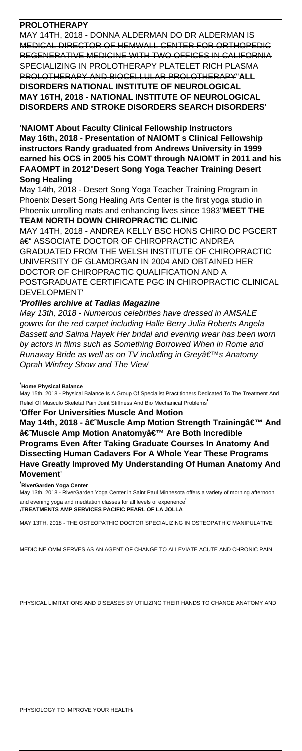**PROLOTHERAPY**

~~MAY 14TH, 2018 - DONNA ALDERMAN DO DR ALDERMAN IS MEDICAL DIRECTOR OF HEMWALL CENTER FOR ORTHOPEDIC REGENERATIVE MEDICINE WITH TWO OFFICES IN CALIFORNIA SPECIALIZING IN PROLOTHERAPY PLATELET RICH PLASMA PROLOTHERAPY AND BIOCELLULAR PROLOTHERAPY~~''**ALL DISORDERS NATIONAL INSTITUTE OF NEUROLOGICAL MAY 16TH, 2018 - NATIONAL INSTITUTE OF NEUROLOGICAL DISORDERS AND STROKE DISORDERS SEARCH DISORDERS**'

'**NAIOMT About Faculty Clinical Fellowship Instructors May 16th, 2018 - Presentation of NAIOMT s Clinical Fellowship instructors Randy graduated from Andrews University in 1999 earned his OCS in 2005 his COMT through NAIOMT in 2011 and his FAAOMPT in 2012**''**Desert Song Yoga Teacher Training Desert Song Healing**

May 14th, 2018 - Desert Song Yoga Teacher Training Program in Phoenix Desert Song Healing Arts Center is the first yoga studio in Phoenix unrolling mats and enhancing lives since 1983''**MEET THE TEAM NORTH DOWN CHIROPRACTIC CLINIC**

MAY 14TH, 2018 - ANDREA KELLY BSC HONS CHIRO DC PGCERT â€" ASSOCIATE DOCTOR OF CHIROPRACTIC ANDREA GRADUATED FROM THE WELSH INSTITUTE OF CHIROPRACTIC UNIVERSITY OF GLAMORGAN IN 2004 AND OBTAINED HER DOCTOR OF CHIROPRACTIC QUALIFICATION AND A POSTGRADUATE CERTIFICATE PGC IN CHIROPRACTIC CLINICAL DEVELOPMENT'

'***Profiles archive at Tadias Magazine***

*May 13th, 2018 - Numerous celebrities have dressed in AMSALE gowns for the red carpet including Halle Berry Julia Roberts Angela Bassett and Salma Hayek Her bridal and evening wear has been worn by actors in films such as Something Borrowed When in Rome and Runaway Bride as well as on TV including in Greyâ€™s Anatomy Oprah Winfrey Show and The View*'

'**Home Physical Balance**

May 15th, 2018 - Physical Balance Is A Group Of Specialist Practitioners Dedicated To The Treatment And Relief Of Musculo Skeletal Pain Joint Stiffness And Bio Mechanical Problems'

'**Offer For Universities Muscle And Motion**

**May 14th, 2018 - â€˜Muscle Amp Motion Strength Trainingâ€™ And â€˜Muscle Amp Motion Anatomyâ€™ Are Both Incredible Programs Even After Taking Graduate Courses In Anatomy And Dissecting Human Cadavers For A Whole Year These Programs Have Greatly Improved My Understanding Of Human Anatomy And Movement**'

'**RiverGarden Yoga Center**

May 13th, 2018 - RiverGarden Yoga Center in Saint Paul Minnesota offers a variety of morning afternoon and evening yoga and meditation classes for all levels of experience'

'**TREATMENTS AMP SERVICES PACIFIC PEARL OF LA JOLLA**

MAY 13TH, 2018 - THE OSTEOPATHIC DOCTOR SPECIALIZING IN OSTEOPATHIC MANIPULATIVE MEDICINE OMM SERVES AS AN AGENT OF CHANGE TO ALLEVIATE ACUTE AND CHRONIC PAIN PHYSICAL LIMITATIONS AND DISEASES BY UTILIZING THEIR HANDS TO CHANGE ANATOMY AND PHYSIOLOGY TO IMPROVE YOUR HEALTH'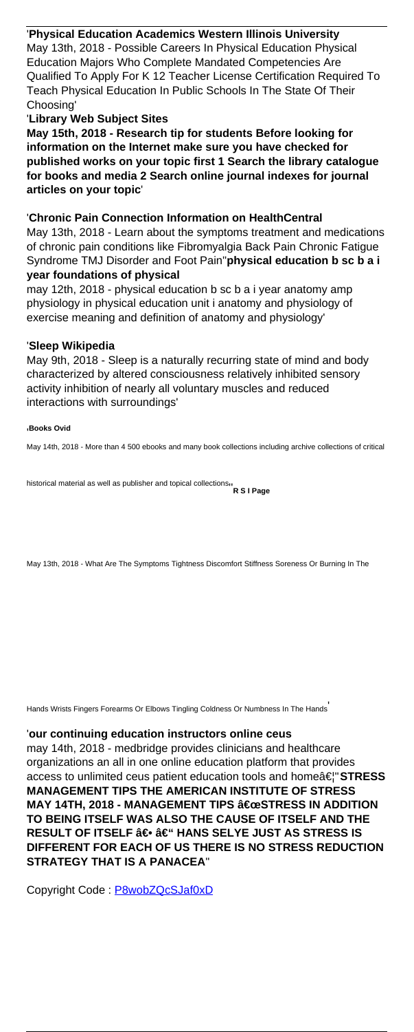'**Physical Education Academics Western Illinois University**
May 13th, 2018 - Possible Careers In Physical Education Physical Education Majors Who Complete Mandated Competencies Are Qualified To Apply For K 12 Teacher License Certification Required To Teach Physical Education In Public Schools In The State Of Their Choosing'

'**Library Web Subject Sites**

**May 15th, 2018 - Research tip for students Before looking for information on the Internet make sure you have checked for published works on your topic first 1 Search the library catalogue for books and media 2 Search online journal indexes for journal articles on your topic**'

'**Chronic Pain Connection Information on HealthCentral**
May 13th, 2018 - Learn about the symptoms treatment and medications of chronic pain conditions like Fibromyalgia Back Pain Chronic Fatigue Syndrome TMJ Disorder and Foot Pain''**physical education b sc b a i year foundations of physical**
may 12th, 2018 - physical education b sc b a i year anatomy amp physiology in physical education unit i anatomy and physiology of exercise meaning and definition of anatomy and physiology'

'**Sleep Wikipedia**
May 9th, 2018 - Sleep is a naturally recurring state of mind and body characterized by altered consciousness relatively inhibited sensory activity inhibition of nearly all voluntary muscles and reduced interactions with surroundings'

'**Books Ovid**

May 14th, 2018 - More than 4 500 ebooks and many book collections including archive collections of critical historical material as well as publisher and topical collections''**R S I Page**

May 13th, 2018 - What Are The Symptoms Tightness Discomfort Stiffness Soreness Or Burning In The Hands Wrists Fingers Forearms Or Elbows Tingling Coldness Or Numbness In The Hands'

'**our continuing education instructors online ceus**
may 14th, 2018 - medbridge provides clinicians and healthcare organizations an all in one online education platform that provides access to unlimited ceus patient education tools and homeâ€¦''**STRESS MANAGEMENT TIPS THE AMERICAN INSTITUTE OF STRESS MAY 14TH, 2018 - MANAGEMENT TIPS â€œSTRESS IN ADDITION TO BEING ITSELF WAS ALSO THE CAUSE OF ITSELF AND THE RESULT OF ITSELF â€• â€" HANS SELYE JUST AS STRESS IS DIFFERENT FOR EACH OF US THERE IS NO STRESS REDUCTION STRATEGY THAT IS A PANACEA**''

Copyright Code : P8wobZQcSJaf0xD